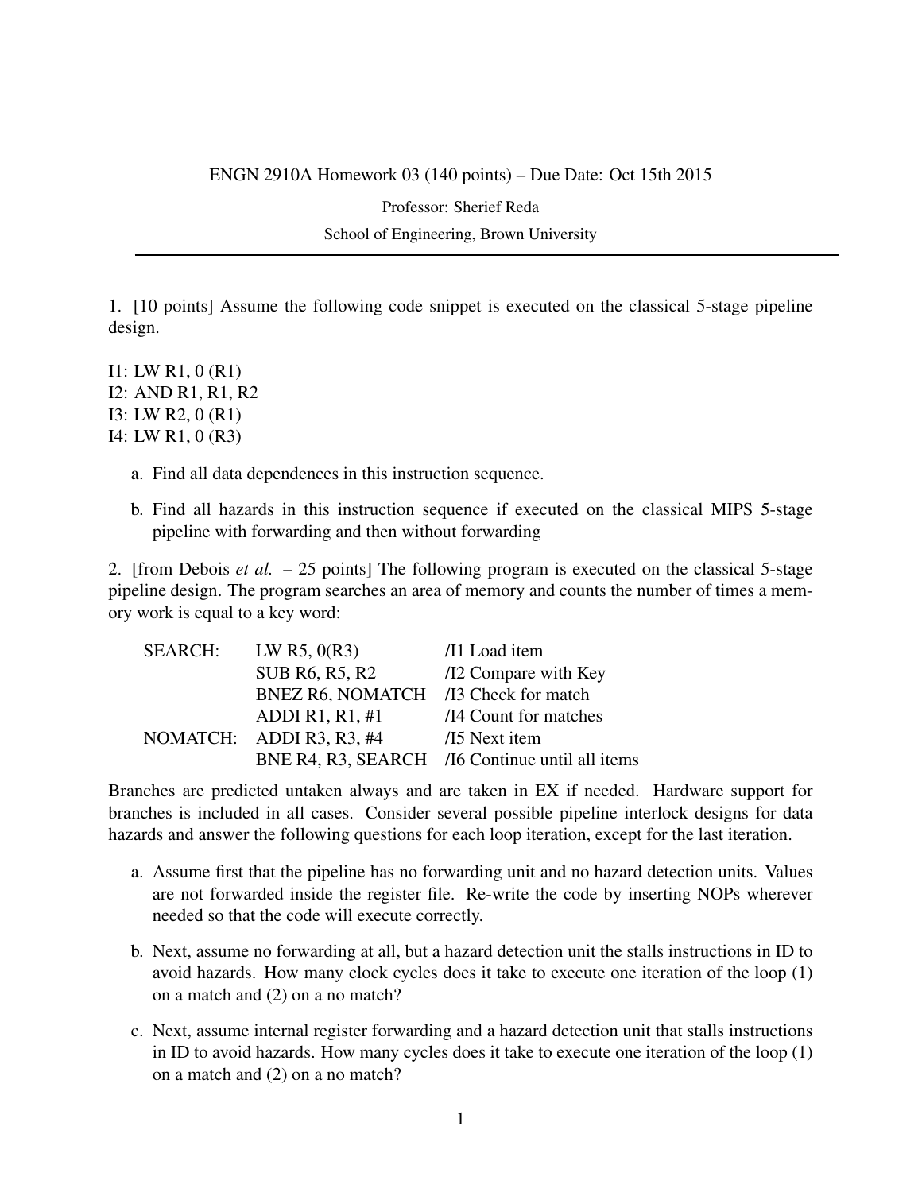ENGN 2910A Homework 03 (140 points) – Due Date: Oct 15th 2015

Professor: Sherief Reda

School of Engineering, Brown University

---

1. [10 points] Assume the following code snippet is executed on the classical 5-stage pipeline design.

```
I1: LW R1, 0 (R1)
I2: AND R1, R1, R2
I3: LW R2, 0 (R1)
I4: LW R1, 0 (R3)
```

a. Find all data dependences in this instruction sequence.

b. Find all hazards in this instruction sequence if executed on the classical MIPS 5-stage pipeline with forwarding and then without forwarding

2. [from Debois *et al.* – 25 points] The following program is executed on the classical 5-stage pipeline design. The program searches an area of memory and counts the number of times a memory work is equal to a key word:

```
SEARCH:   LW R5, 0(R3)        /I1 Load item
          SUB R6, R5, R2      /I2 Compare with Key
          BNEZ R6, NOMATCH    /I3 Check for match
          ADDI R1, R1, #1     /I4 Count for matches
NOMATCH:  ADDI R3, R3, #4     /I5 Next item
          BNE R4, R3, SEARCH  /I6 Continue until all items
```

Branches are predicted untaken always and are taken in EX if needed. Hardware support for branches is included in all cases. Consider several possible pipeline interlock designs for data hazards and answer the following questions for each loop iteration, except for the last iteration.

a. Assume first that the pipeline has no forwarding unit and no hazard detection units. Values are not forwarded inside the register file. Re-write the code by inserting NOPs wherever needed so that the code will execute correctly.

b. Next, assume no forwarding at all, but a hazard detection unit the stalls instructions in ID to avoid hazards. How many clock cycles does it take to execute one iteration of the loop (1) on a match and (2) on a no match?

c. Next, assume internal register forwarding and a hazard detection unit that stalls instructions in ID to avoid hazards. How many cycles does it take to execute one iteration of the loop (1) on a match and (2) on a no match?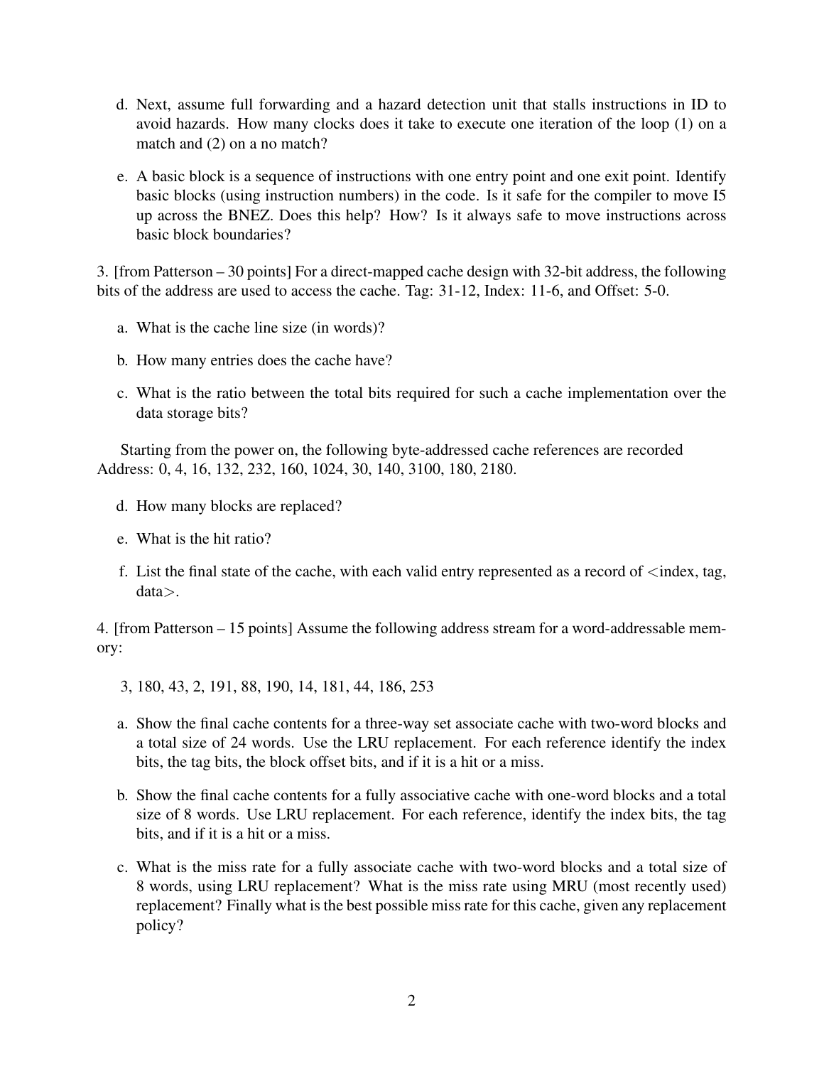d. Next, assume full forwarding and a hazard detection unit that stalls instructions in ID to avoid hazards. How many clocks does it take to execute one iteration of the loop (1) on a match and (2) on a no match?

e. A basic block is a sequence of instructions with one entry point and one exit point. Identify basic blocks (using instruction numbers) in the code. Is it safe for the compiler to move I5 up across the BNEZ. Does this help? How? Is it always safe to move instructions across basic block boundaries?

3. [from Patterson – 30 points] For a direct-mapped cache design with 32-bit address, the following bits of the address are used to access the cache. Tag: 31-12, Index: 11-6, and Offset: 5-0.

a. What is the cache line size (in words)?

b. How many entries does the cache have?

c. What is the ratio between the total bits required for such a cache implementation over the data storage bits?

Starting from the power on, the following byte-addressed cache references are recorded Address: 0, 4, 16, 132, 232, 160, 1024, 30, 140, 3100, 180, 2180.

d. How many blocks are replaced?

e. What is the hit ratio?

f. List the final state of the cache, with each valid entry represented as a record of <index, tag, data>.

4. [from Patterson – 15 points] Assume the following address stream for a word-addressable memory:

3, 180, 43, 2, 191, 88, 190, 14, 181, 44, 186, 253

a. Show the final cache contents for a three-way set associate cache with two-word blocks and a total size of 24 words. Use the LRU replacement. For each reference identify the index bits, the tag bits, the block offset bits, and if it is a hit or a miss.

b. Show the final cache contents for a fully associative cache with one-word blocks and a total size of 8 words. Use LRU replacement. For each reference, identify the index bits, the tag bits, and if it is a hit or a miss.

c. What is the miss rate for a fully associate cache with two-word blocks and a total size of 8 words, using LRU replacement? What is the miss rate using MRU (most recently used) replacement? Finally what is the best possible miss rate for this cache, given any replacement policy?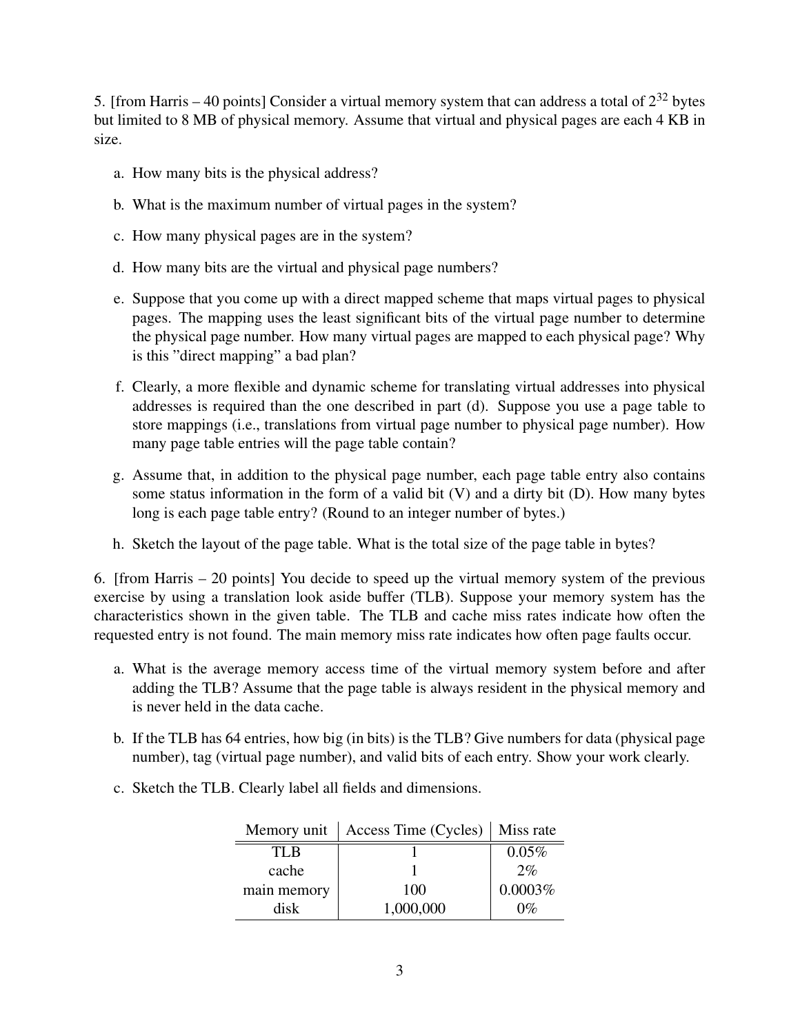5. [from Harris – 40 points] Consider a virtual memory system that can address a total of $2^{32}$ bytes but limited to 8 MB of physical memory. Assume that virtual and physical pages are each 4 KB in size.

a. How many bits is the physical address?

b. What is the maximum number of virtual pages in the system?

c. How many physical pages are in the system?

d. How many bits are the virtual and physical page numbers?

e. Suppose that you come up with a direct mapped scheme that maps virtual pages to physical pages. The mapping uses the least significant bits of the virtual page number to determine the physical page number. How many virtual pages are mapped to each physical page? Why is this "direct mapping" a bad plan?

f. Clearly, a more flexible and dynamic scheme for translating virtual addresses into physical addresses is required than the one described in part (d). Suppose you use a page table to store mappings (i.e., translations from virtual page number to physical page number). How many page table entries will the page table contain?

g. Assume that, in addition to the physical page number, each page table entry also contains some status information in the form of a valid bit (V) and a dirty bit (D). How many bytes long is each page table entry? (Round to an integer number of bytes.)

h. Sketch the layout of the page table. What is the total size of the page table in bytes?

6. [from Harris – 20 points] You decide to speed up the virtual memory system of the previous exercise by using a translation look aside buffer (TLB). Suppose your memory system has the characteristics shown in the given table. The TLB and cache miss rates indicate how often the requested entry is not found. The main memory miss rate indicates how often page faults occur.

a. What is the average memory access time of the virtual memory system before and after adding the TLB? Assume that the page table is always resident in the physical memory and is never held in the data cache.

b. If the TLB has 64 entries, how big (in bits) is the TLB? Give numbers for data (physical page number), tag (virtual page number), and valid bits of each entry. Show your work clearly.

c. Sketch the TLB. Clearly label all fields and dimensions.

| Memory unit | Access Time (Cycles) | Miss rate |
|---|---|---|
| TLB | 1 | 0.05% |
| cache | 1 | 2% |
| main memory | 100 | 0.0003% |
| disk | 1,000,000 | 0% |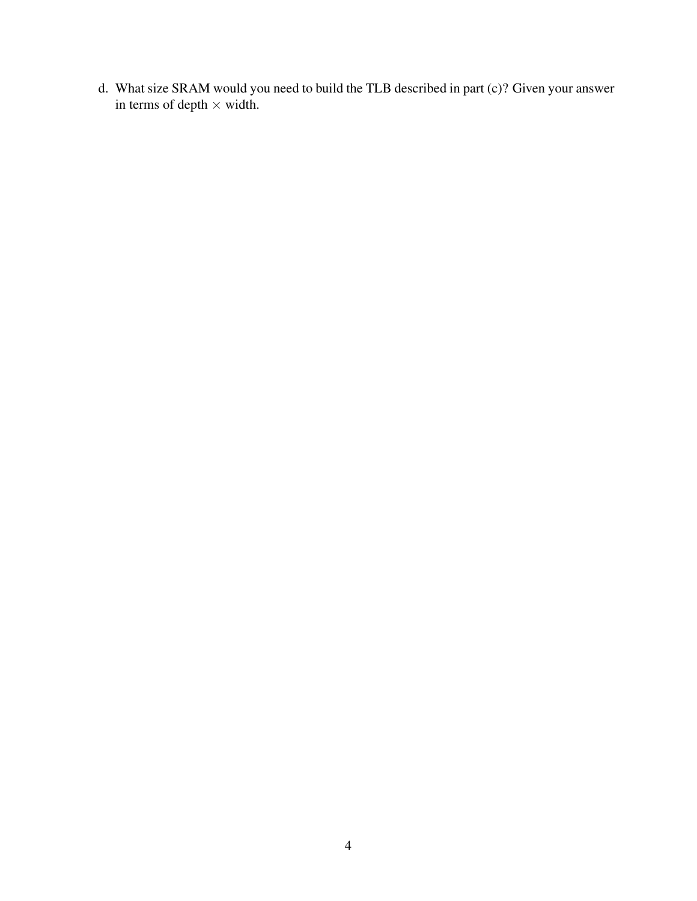d. What size SRAM would you need to build the TLB described in part (c)? Given your answer in terms of depth $\times$ width.